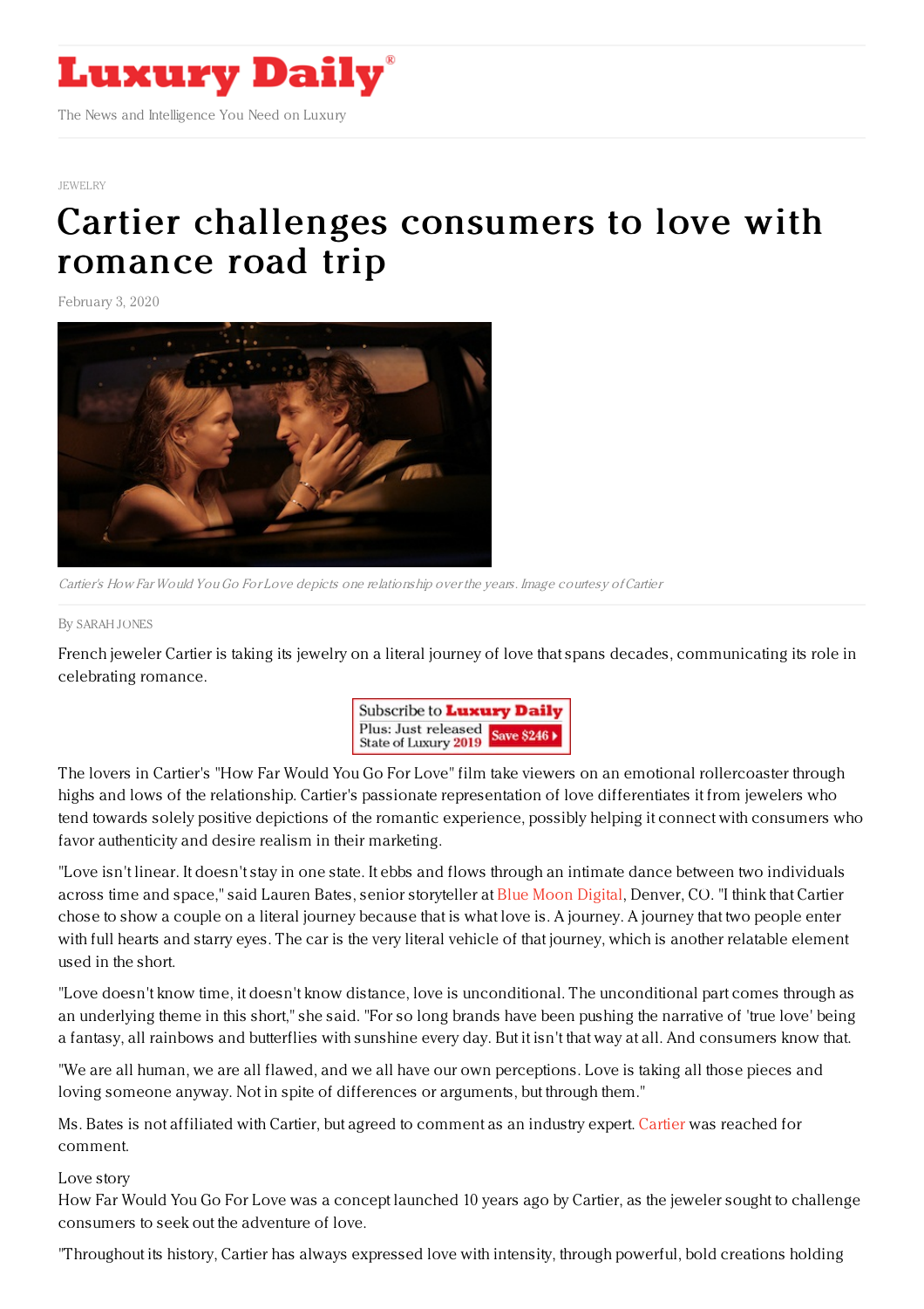# Luxury Daily

The News and Intelligence You Need on Luxury

JEWELRY

# Cartier challenges consumers to love with romance road trip

February 3, 2020

*Cartier's How Far Would You Go For Love depicts one relationship over the years. Image courtesy of Cartier*

By SARAH JONES

French jeweler Cartier is taking its jewelry on a literal journey of love that spans decades, communicating its role in celebrating romance.

The lovers in Cartier's "How Far Would You Go For Love" film take viewers on an emotional rollercoaster through highs and lows of the relationship. Cartier's passionate representation of love differentiates it from jewelers who tend towards solely positive depictions of the romantic experience, possibly helping it connect with consumers who favor authenticity and desire realism in their marketing.

"Love isn't linear. It doesn't stay in one state. It ebbs and flows through an intimate dance between two individuals across time and space," said Lauren Bates, senior storyteller at Blue Moon Digital, Denver, CO. "I think that Cartier chose to show a couple on a literal journey because that is what love is. A journey. A journey that two people enter with full hearts and starry eyes. The car is the very literal vehicle of that journey, which is another relatable element used in the short.

"Love doesn't know time, it doesn't know distance, love is unconditional. The unconditional part comes through as an underlying theme in this short," she said. "For so long brands have been pushing the narrative of 'true love' being a fantasy, all rainbows and butterflies with sunshine every day. But it isn't that way at all. And consumers know that.

"We are all human, we are all flawed, and we all have our own perceptions. Love is taking all those pieces and loving someone anyway. Not in spite of differences or arguments, but through them."

Ms. Bates is not affiliated with Cartier, but agreed to comment as an industry expert. Cartier was reached for comment.

Love story

How Far Would You Go For Love was a concept launched 10 years ago by Cartier, as the jeweler sought to challenge consumers to seek out the adventure of love.

"Throughout its history, Cartier has always expressed love with intensity, through powerful, bold creations holding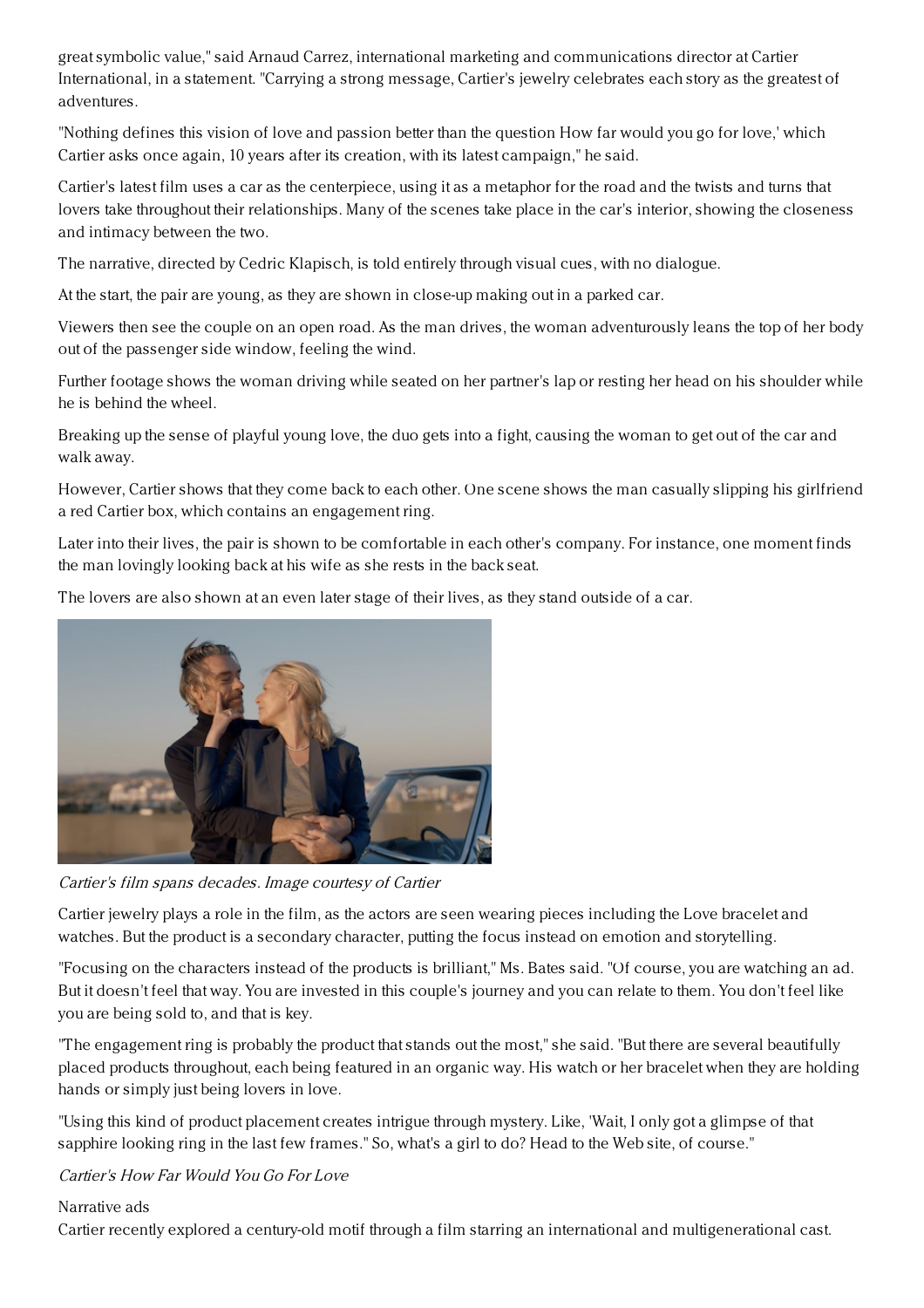great symbolic value," said Arnaud Carrez, international marketing and communications director at Cartier International, in a statement. "Carrying a strong message, Cartier's jewelry celebrates each story as the greatest of adventures.

"Nothing defines this vision of love and passion better than the question How far would you go for love,' which Cartier asks once again, 10 years after its creation, with its latest campaign," he said.

Cartier's latest film uses a car as the centerpiece, using it as a metaphor for the road and the twists and turns that lovers take throughout their relationships. Many of the scenes take place in the car's interior, showing the closeness and intimacy between the two.

The narrative, directed by Cedric Klapisch, is told entirely through visual cues, with no dialogue.

At the start, the pair are young, as they are shown in close-up making out in a parked car.

Viewers then see the couple on an open road. As the man drives, the woman adventurously leans the top of her body out of the passenger side window, feeling the wind.

Further footage shows the woman driving while seated on her partner's lap or resting her head on his shoulder while he is behind the wheel.

Breaking up the sense of playful young love, the duo gets into a fight, causing the woman to get out of the car and walk away.

However, Cartier shows that they come back to each other. One scene shows the man casually slipping his girlfriend a red Cartier box, which contains an engagement ring.

Later into their lives, the pair is shown to be comfortable in each other's company. For instance, one moment finds the man lovingly looking back at his wife as she rests in the back seat.

The lovers are also shown at an even later stage of their lives, as they stand outside of a car.

*Cartier's film spans decades. Image courtesy of Cartier*

Cartier jewelry plays a role in the film, as the actors are seen wearing pieces including the Love bracelet and watches. But the product is a secondary character, putting the focus instead on emotion and storytelling.

"Focusing on the characters instead of the products is brilliant," Ms. Bates said. "Of course, you are watching an ad. But it doesn't feel that way. You are invested in this couple's journey and you can relate to them. You don't feel like you are being sold to, and that is key.

"The engagement ring is probably the product that stands out the most," she said. "But there are several beautifully placed products throughout, each being featured in an organic way. His watch or her bracelet when they are holding hands or simply just being lovers in love.

"Using this kind of product placement creates intrigue through mystery. Like, 'Wait, I only got a glimpse of that sapphire looking ring in the last few frames." So, what's a girl to do? Head to the Web site, of course."

*Cartier's How Far Would You Go For Love*

Narrative ads

Cartier recently explored a century-old motif through a film starring an international and multigenerational cast.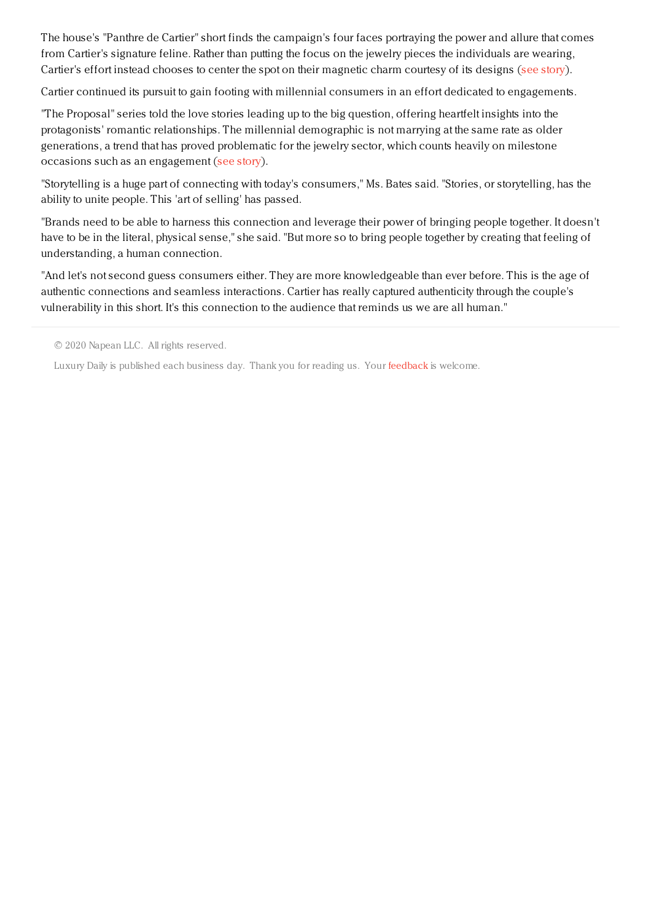The house's "Panthre de Cartier" short finds the campaign's four faces portraying the power and allure that comes from Cartier's signature feline. Rather than putting the focus on the jewelry pieces the individuals are wearing, Cartier's effort instead chooses to center the spot on their magnetic charm courtesy of its designs (see story).

Cartier continued its pursuit to gain footing with millennial consumers in an effort dedicated to engagements.

"The Proposal" series told the love stories leading up to the big question, offering heartfelt insights into the protagonists' romantic relationships. The millennial demographic is not marrying at the same rate as older generations, a trend that has proved problematic for the jewelry sector, which counts heavily on milestone occasions such as an engagement (see story).

"Storytelling is a huge part of connecting with today's consumers," Ms. Bates said. "Stories, or storytelling, has the ability to unite people. This 'art of selling' has passed.

"Brands need to be able to harness this connection and leverage their power of bringing people together. It doesn't have to be in the literal, physical sense," she said. "But more so to bring people together by creating that feeling of understanding, a human connection.

"And let's not second guess consumers either. They are more knowledgeable than ever before. This is the age of authentic connections and seamless interactions. Cartier has really captured authenticity through the couple's vulnerability in this short. It's this connection to the audience that reminds us we are all human."

© 2020 Napean LLC. All rights reserved.

Luxury Daily is published each business day. Thank you for reading us. Your feedback is welcome.